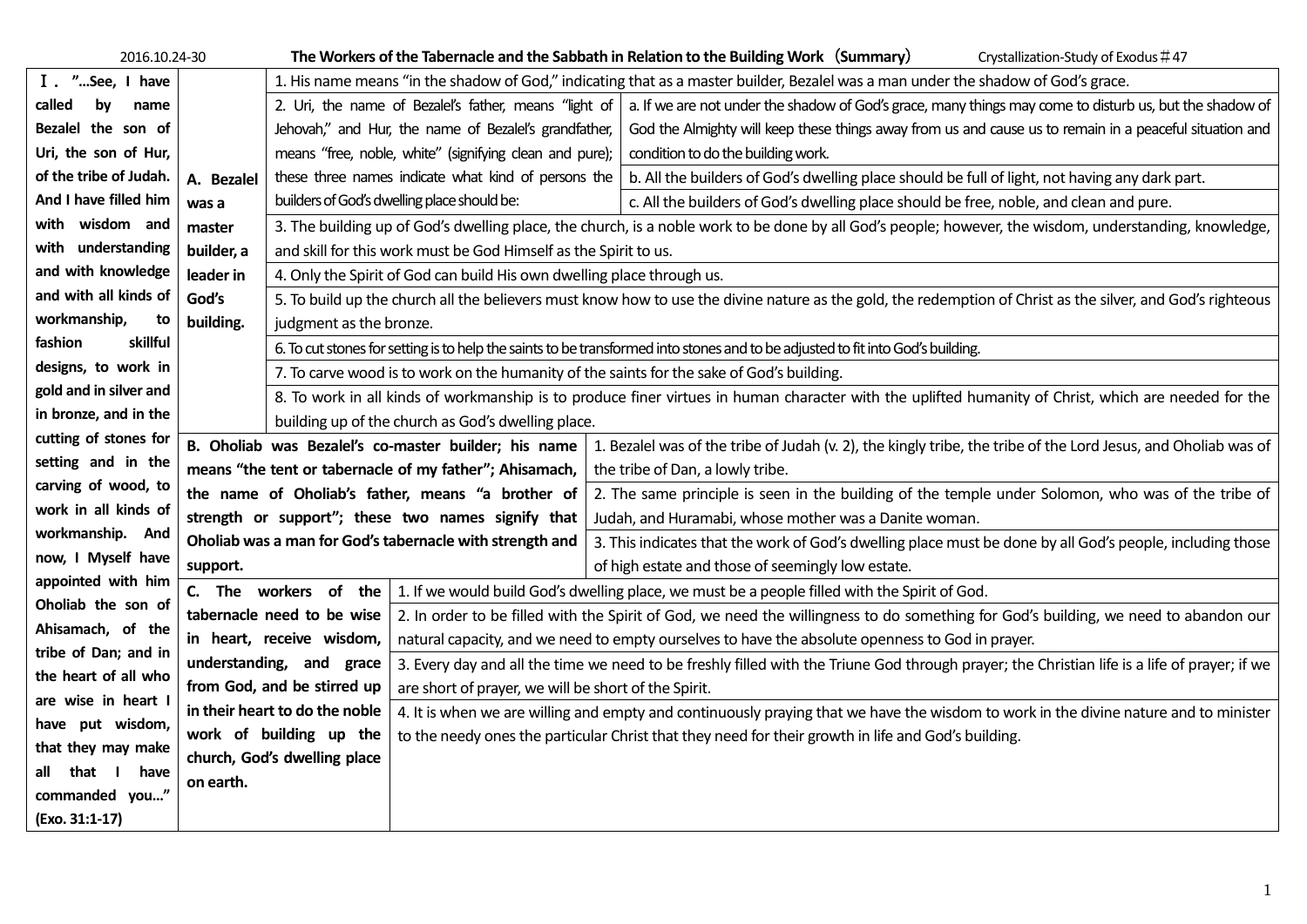2016.10.24-30 **The Workers of the Tabernacle and the Sabbath in Relation to the Building Work（Summary）** Crystallization-Study of Exodus＃47

| Ⅰ. ”…See, I have called by name Bezalel the son of Uri, the son of Hur, of the tribe of Judah. And I have filled him with wisdom and with understanding and with knowledge and with all kinds of workmanship, to fashion skillful designs, to work in gold and in silver and in bronze, and in the cutting of stones for setting and in the carving of wood, to work in all kinds of workmanship. And now, I Myself have appointed with him Oholiab the son of Ahisamach, of the tribe of Dan; and in the heart of all who are wise in heart I have put wisdom, that they may make all that I have commanded you…” (Exo. 31:1-17) | | |
|---|---|---|
| **A. Bezalel was a master builder, a leader in God's building.** | 1. His name means “in the shadow of God,” indicating that as a master builder, Bezalel was a man under the shadow of God's grace. | |
| | 2. Uri, the name of Bezalel's father, means “light of Jehovah,” and Hur, the name of Bezalel's grandfather, means “free, noble, white” (signifying clean and pure); these three names indicate what kind of persons the builders of God's dwelling place should be: | a. If we are not under the shadow of God's grace, many things may come to disturb us, but the shadow of God the Almighty will keep these things away from us and cause us to remain in a peaceful situation and condition to do the building work. |
| | | b. All the builders of God's dwelling place should be full of light, not having any dark part. |
| | | c. All the builders of God's dwelling place should be free, noble, and clean and pure. |
| | 3. The building up of God's dwelling place, the church, is a noble work to be done by all God's people; however, the wisdom, understanding, knowledge, and skill for this work must be God Himself as the Spirit to us. | |
| | 4. Only the Spirit of God can build His own dwelling place through us. | |
| | 5. To build up the church all the believers must know how to use the divine nature as the gold, the redemption of Christ as the silver, and God's righteous judgment as the bronze. | |
| | 6. To cut stones for setting is to help the saints to be transformed into stones and to be adjusted to fit into God's building. | |
| | 7. To carve wood is to work on the humanity of the saints for the sake of God's building. | |
| | 8. To work in all kinds of workmanship is to produce finer virtues in human character with the uplifted humanity of Christ, which are needed for the building up of the church as God's dwelling place. | |
| **B. Oholiab was Bezalel's co-master builder; his name means “the tent or tabernacle of my father”; Ahisamach, the name of Oholiab's father, means “a brother of strength or support”; these two names signify that Oholiab was a man for God's tabernacle with strength and support.** | 1. Bezalel was of the tribe of Judah (v. 2), the kingly tribe, the tribe of the Lord Jesus, and Oholiab was of the tribe of Dan, a lowly tribe. | |
| | 2. The same principle is seen in the building of the temple under Solomon, who was of the tribe of Judah, and Huramabi, whose mother was a Danite woman. | |
| | 3. This indicates that the work of God's dwelling place must be done by all God's people, including those of high estate and those of seemingly low estate. | |
| **C. The workers of the tabernacle need to be wise in heart, receive wisdom, understanding, and grace from God, and be stirred up in their heart to do the noble work of building up the church, God's dwelling place on earth.** | 1. If we would build God's dwelling place, we must be a people filled with the Spirit of God. | |
| | 2. In order to be filled with the Spirit of God, we need the willingness to do something for God's building, we need to abandon our natural capacity, and we need to empty ourselves to have the absolute openness to God in prayer. | |
| | 3. Every day and all the time we need to be freshly filled with the Triune God through prayer; the Christian life is a life of prayer; if we are short of prayer, we will be short of the Spirit. | |
| | 4. It is when we are willing and empty and continuously praying that we have the wisdom to work in the divine nature and to minister to the needy ones the particular Christ that they need for their growth in life and God's building. | |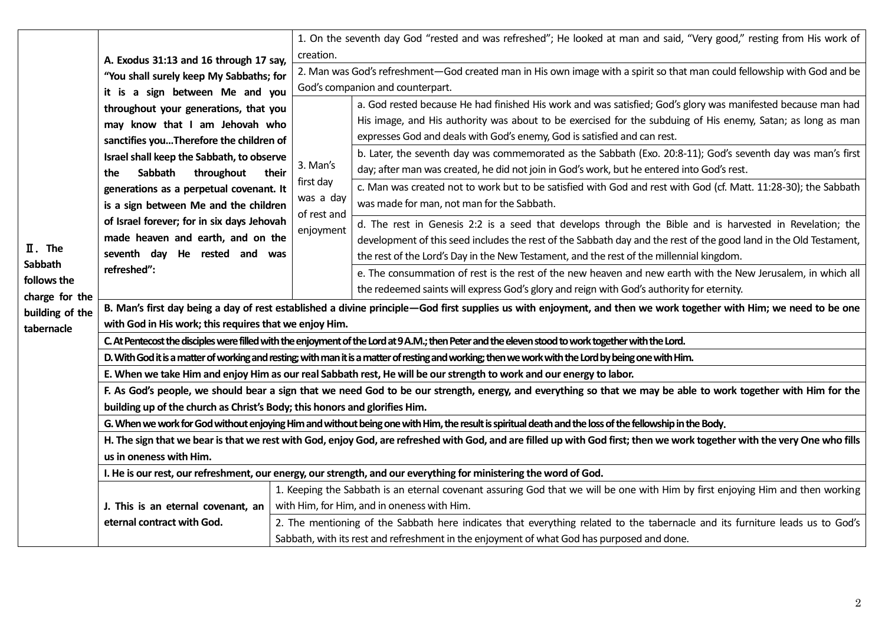| | | | | |
|---|---|---|---|---|
| **Ⅱ. The Sabbath follows the charge for the building of the tabernacle** | **A. Exodus 31:13 and 16 through 17 say, "You shall surely keep My Sabbaths; for it is a sign between Me and you throughout your generations, that you may know that I am Jehovah who sanctifies you…Therefore the children of Israel shall keep the Sabbath, to observe the Sabbath throughout their generations as a perpetual covenant. It is a sign between Me and the children of Israel forever; for in six days Jehovah made heaven and earth, and on the seventh day He rested and was refreshed":** | 1. On the seventh day God "rested and was refreshed"; He looked at man and said, "Very good," resting from His work of creation. | | |
| | | 2. Man was God's refreshment—God created man in His own image with a spirit so that man could fellowship with God and be God's companion and counterpart. | | |
| | | 3. Man's first day was a day of rest and enjoyment | a. God rested because He had finished His work and was satisfied; God's glory was manifested because man had His image, and His authority was about to be exercised for the subduing of His enemy, Satan; as long as man expresses God and deals with God's enemy, God is satisfied and can rest. | |
| | | | b. Later, the seventh day was commemorated as the Sabbath (Exo. 20:8-11); God's seventh day was man's first day; after man was created, he did not join in God's work, but he entered into God's rest. | |
| | | | c. Man was created not to work but to be satisfied with God and rest with God (cf. Matt. 11:28-30); the Sabbath was made for man, not man for the Sabbath. | |
| | | | d. The rest in Genesis 2:2 is a seed that develops through the Bible and is harvested in Revelation; the development of this seed includes the rest of the Sabbath day and the rest of the good land in the Old Testament, the rest of the Lord's Day in the New Testament, and the rest of the millennial kingdom. | |
| | | | e. The consummation of rest is the rest of the new heaven and new earth with the New Jerusalem, in which all the redeemed saints will express God's glory and reign with God's authority for eternity. | |
| | **B. Man's first day being a day of rest established a divine principle—God first supplies us with enjoyment, and then we work together with Him; we need to be one with God in His work; this requires that we enjoy Him.** | | | |
| | **C. At Pentecost the disciples were filled with the enjoyment of the Lord at 9 A.M.; then Peter and the eleven stood to work together with the Lord.** | | | |
| | **D. With God it is a matter of working and resting; with man it is a matter of resting and working; then we work with the Lord by being one with Him.** | | | |
| | **E. When we take Him and enjoy Him as our real Sabbath rest, He will be our strength to work and our energy to labor.** | | | |
| | **F. As God's people, we should bear a sign that we need God to be our strength, energy, and everything so that we may be able to work together with Him for the building up of the church as Christ's Body; this honors and glorifies Him.** | | | |
| | **G. When we work for God without enjoying Him and without being one with Him, the result is spiritual death and the loss of the fellowship in the Body.** | | | |
| | **H. The sign that we bear is that we rest with God, enjoy God, are refreshed with God, and are filled up with God first; then we work together with the very One who fills us in oneness with Him.** | | | |
| | **I. He is our rest, our refreshment, our energy, our strength, and our everything for ministering the word of God.** | | | |
| | **J. This is an eternal covenant, an eternal contract with God.** | 1. Keeping the Sabbath is an eternal covenant assuring God that we will be one with Him by first enjoying Him and then working with Him, for Him, and in oneness with Him. | | |
| | | 2. The mentioning of the Sabbath here indicates that everything related to the tabernacle and its furniture leads us to God's Sabbath, with its rest and refreshment in the enjoyment of what God has purposed and done. | | |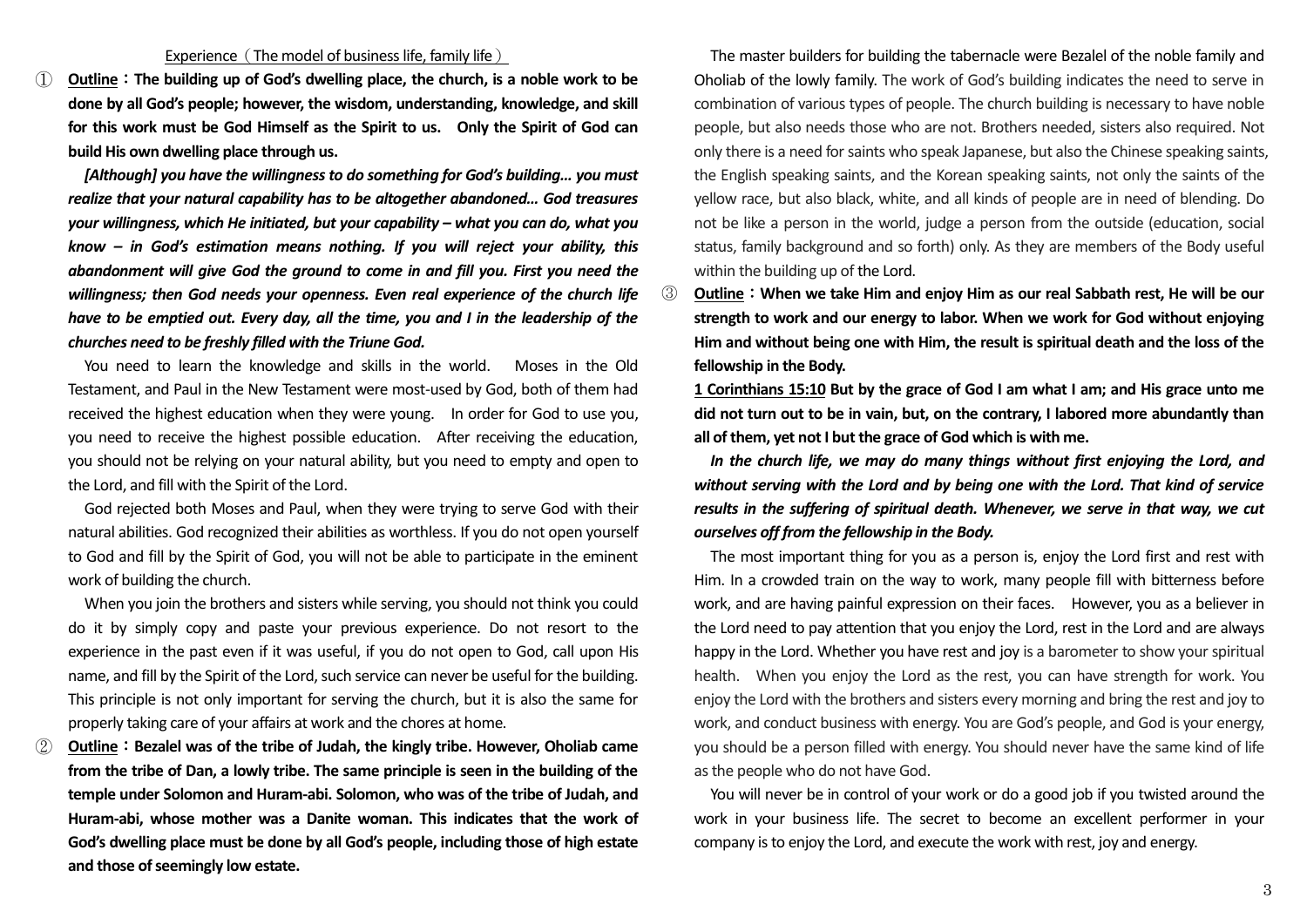Experience（The model of business life, family life）

① **Outline：The building up of God's dwelling place, the church, is a noble work to be done by all God's people; however, the wisdom, understanding, knowledge, and skill for this work must be God Himself as the Spirit to us. Only the Spirit of God can build His own dwelling place through us.**

***[Although] you have the willingness to do something for God's building… you must realize that your natural capability has to be altogether abandoned… God treasures your willingness, which He initiated, but your capability – what you can do, what you know – in God's estimation means nothing. If you will reject your ability, this abandonment will give God the ground to come in and fill you. First you need the willingness; then God needs your openness. Even real experience of the church life have to be emptied out. Every day, all the time, you and I in the leadership of the churches need to be freshly filled with the Triune God.***

You need to learn the knowledge and skills in the world. Moses in the Old Testament, and Paul in the New Testament were most-used by God, both of them had received the highest education when they were young. In order for God to use you, you need to receive the highest possible education. After receiving the education, you should not be relying on your natural ability, but you need to empty and open to the Lord, and fill with the Spirit of the Lord.

God rejected both Moses and Paul, when they were trying to serve God with their natural abilities. God recognized their abilities as worthless. If you do not open yourself to God and fill by the Spirit of God, you will not be able to participate in the eminent work of building the church.

When you join the brothers and sisters while serving, you should not think you could do it by simply copy and paste your previous experience. Do not resort to the experience in the past even if it was useful, if you do not open to God, call upon His name, and fill by the Spirit of the Lord, such service can never be useful for the building. This principle is not only important for serving the church, but it is also the same for properly taking care of your affairs at work and the chores at home.

② **Outline：Bezalel was of the tribe of Judah, the kingly tribe. However, Oholiab came from the tribe of Dan, a lowly tribe. The same principle is seen in the building of the temple under Solomon and Huram-abi. Solomon, who was of the tribe of Judah, and Huram-abi, whose mother was a Danite woman. This indicates that the work of God's dwelling place must be done by all God's people, including those of high estate and those of seemingly low estate.**

The master builders for building the tabernacle were Bezalel of the noble family and Oholiab of the lowly family. The work of God's building indicates the need to serve in combination of various types of people. The church building is necessary to have noble people, but also needs those who are not. Brothers needed, sisters also required. Not only there is a need for saints who speak Japanese, but also the Chinese speaking saints, the English speaking saints, and the Korean speaking saints, not only the saints of the yellow race, but also black, white, and all kinds of people are in need of blending. Do not be like a person in the world, judge a person from the outside (education, social status, family background and so forth) only. As they are members of the Body useful within the building up of the Lord.

③ **Outline：When we take Him and enjoy Him as our real Sabbath rest, He will be our strength to work and our energy to labor. When we work for God without enjoying Him and without being one with Him, the result is spiritual death and the loss of the fellowship in the Body.**

**1 Corinthians 15:10 But by the grace of God I am what I am; and His grace unto me did not turn out to be in vain, but, on the contrary, I labored more abundantly than all of them, yet not I but the grace of God which is with me.**

***In the church life, we may do many things without first enjoying the Lord, and without serving with the Lord and by being one with the Lord. That kind of service results in the suffering of spiritual death. Whenever, we serve in that way, we cut ourselves off from the fellowship in the Body.***

The most important thing for you as a person is, enjoy the Lord first and rest with Him. In a crowded train on the way to work, many people fill with bitterness before work, and are having painful expression on their faces. However, you as a believer in the Lord need to pay attention that you enjoy the Lord, rest in the Lord and are always happy in the Lord. Whether you have rest and joy is a barometer to show your spiritual health. When you enjoy the Lord as the rest, you can have strength for work. You enjoy the Lord with the brothers and sisters every morning and bring the rest and joy to work, and conduct business with energy. You are God's people, and God is your energy, you should be a person filled with energy. You should never have the same kind of life as the people who do not have God.

You will never be in control of your work or do a good job if you twisted around the work in your business life. The secret to become an excellent performer in your company is to enjoy the Lord, and execute the work with rest, joy and energy.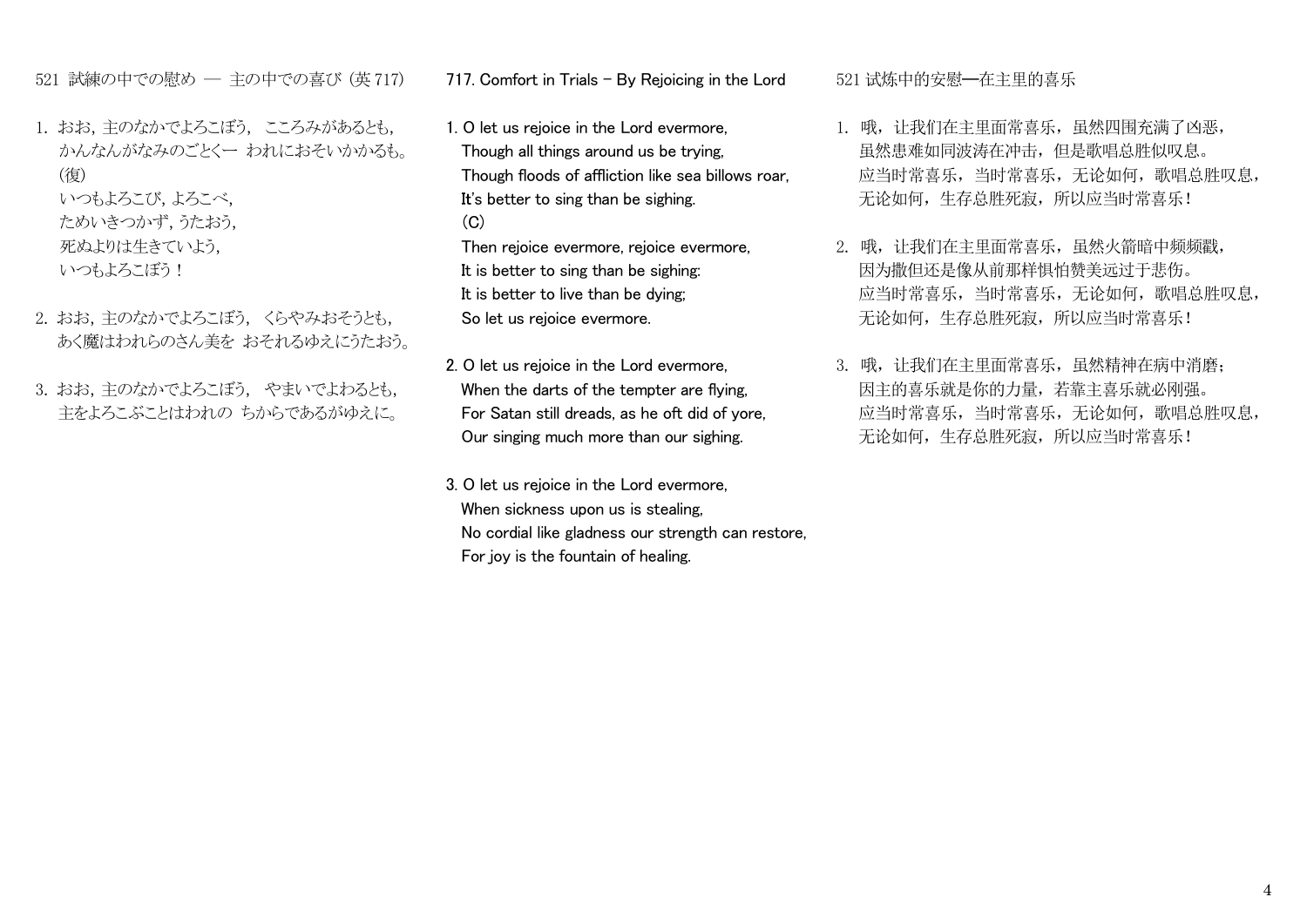521 試練の中での慰め — 主の中での喜び (英 717)

1. おお, 主のなかでよろこぼう, こころみがあるとも,
   かんなんがなみのごとく— われにおそいかかるも。
   (復)
   いつもよろこび, よろこべ,
   ためいきつかず, うたおう,
   死ぬよりは生きていよう,
   いつもよろこぼう！

2. おお, 主のなかでよろこぼう, くらやみおそうとも,
   あく魔はわれらのさん美を おそれるゆえにうたおう。

3. おお, 主のなかでよろこぼう, やまいでよわるとも,
   主をよろこぶことはわれの ちからであるがゆえに。

717. Comfort in Trials - By Rejoicing in the Lord

1. O let us rejoice in the Lord evermore,
   Though all things around us be trying,
   Though floods of affliction like sea billows roar,
   It's better to sing than be sighing.
   (C)
   Then rejoice evermore, rejoice evermore,
   It is better to sing than be sighing:
   It is better to live than be dying;
   So let us rejoice evermore.

2. O let us rejoice in the Lord evermore,
   When the darts of the tempter are flying,
   For Satan still dreads, as he oft did of yore,
   Our singing much more than our sighing.

3. O let us rejoice in the Lord evermore,
   When sickness upon us is stealing,
   No cordial like gladness our strength can restore,
   For joy is the fountain of healing.

521 试炼中的安慰—在主里的喜乐

1. 哦，让我们在主里面常喜乐，虽然四围充满了凶恶，
   虽然患难如同波涛在冲击，但是歌唱总胜似叹息。
   应当时常喜乐，当时常喜乐，无论如何，歌唱总胜叹息，
   无论如何，生存总胜死寂，所以应当时常喜乐！

2. 哦，让我们在主里面常喜乐，虽然火箭暗中频频戳，
   因为撒但还是像从前那样惧怕赞美远过于悲伤。
   应当时常喜乐，当时常喜乐，无论如何，歌唱总胜叹息，
   无论如何，生存总胜死寂，所以应当时常喜乐！

3. 哦，让我们在主里面常喜乐，虽然精神在病中消磨；
   因主的喜乐就是你的力量，若靠主喜乐就必刚强。
   应当时常喜乐，当时常喜乐，无论如何，歌唱总胜叹息，
   无论如何，生存总胜死寂，所以应当时常喜乐！